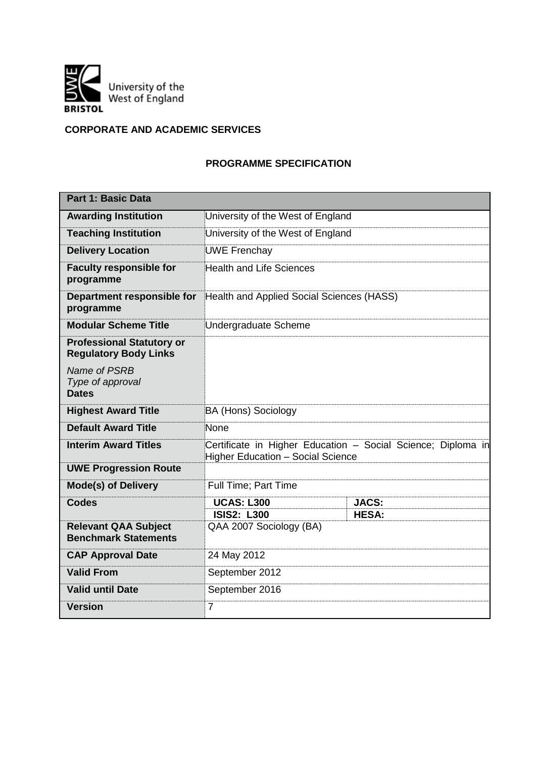University of the West of England
BRISTOL

**CORPORATE AND ACADEMIC SERVICES**

## PROGRAMME SPECIFICATION

| Part 1: Basic Data | | |
|---|---|---|
| **Awarding Institution** | University of the West of England | |
| **Teaching Institution** | University of the West of England | |
| **Delivery Location** | UWE Frenchay | |
| **Faculty responsible for programme** | Health and Life Sciences | |
| **Department responsible for programme** | Health and Applied Social Sciences (HASS) | |
| **Modular Scheme Title** | Undergraduate Scheme | |
| **Professional Statutory or Regulatory Body Links**<br>*Name of PSRB*<br>*Type of approval*<br>**Dates** | | |
| **Highest Award Title** | BA (Hons) Sociology | |
| **Default Award Title** | None | |
| **Interim Award Titles** | Certificate in Higher Education – Social Science; Diploma in Higher Education – Social Science | |
| **UWE Progression Route** | | |
| **Mode(s) of Delivery** | Full Time; Part Time | |
| **Codes** | **UCAS: L300** | **JACS:** |
| | **ISIS2: L300** | **HESA:** |
| **Relevant QAA Subject Benchmark Statements** | QAA 2007 Sociology (BA) | |
| **CAP Approval Date** | 24 May 2012 | |
| **Valid From** | September 2012 | |
| **Valid until Date** | September 2016 | |
| **Version** | 7 | |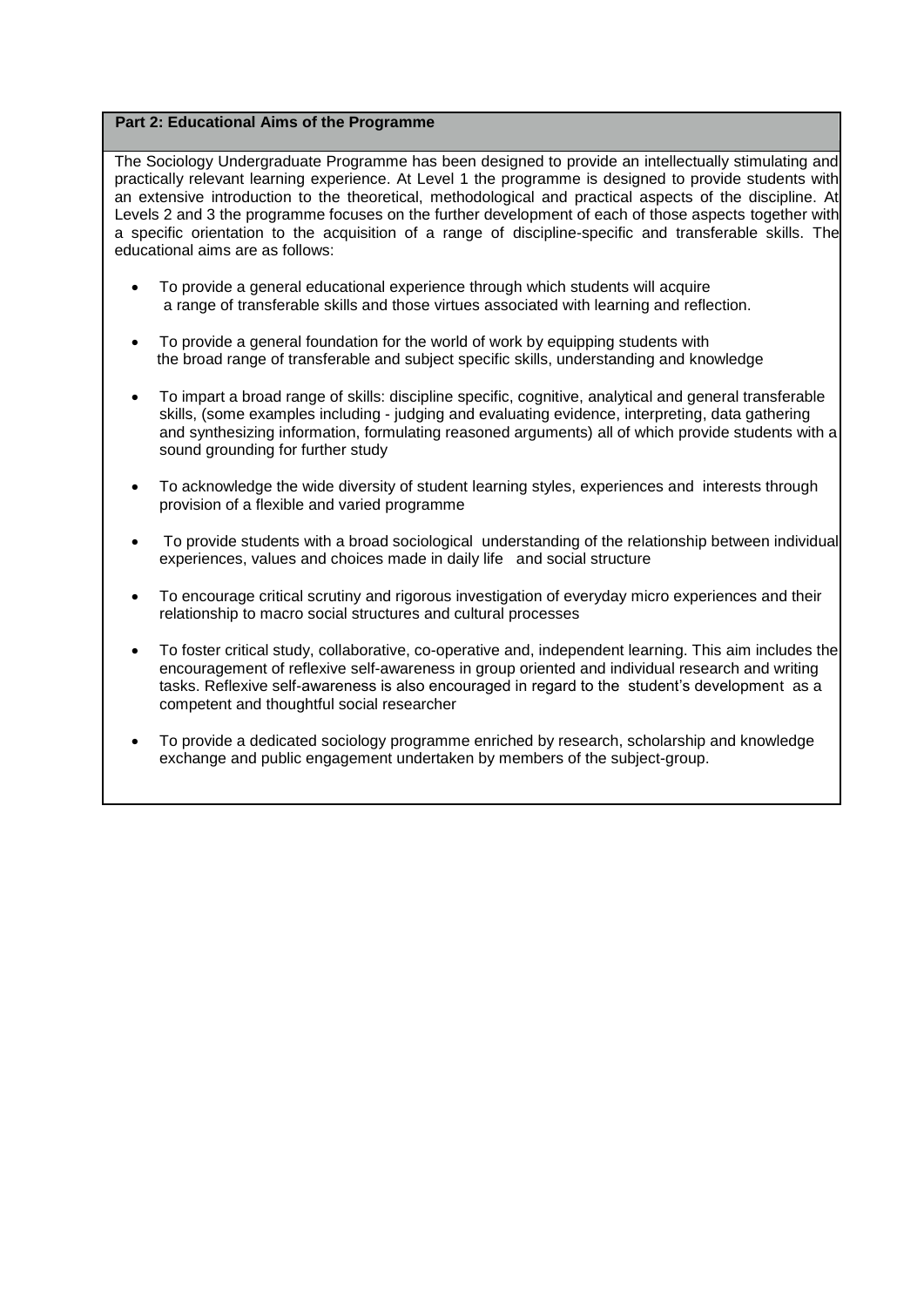## Part 2: Educational Aims of the Programme

The Sociology Undergraduate Programme has been designed to provide an intellectually stimulating and practically relevant learning experience. At Level 1 the programme is designed to provide students with an extensive introduction to the theoretical, methodological and practical aspects of the discipline. At Levels 2 and 3 the programme focuses on the further development of each of those aspects together with a specific orientation to the acquisition of a range of discipline-specific and transferable skills. The educational aims are as follows:

- To provide a general educational experience through which students will acquire a range of transferable skills and those virtues associated with learning and reflection.
- To provide a general foundation for the world of work by equipping students with the broad range of transferable and subject specific skills, understanding and knowledge
- To impart a broad range of skills: discipline specific, cognitive, analytical and general transferable skills, (some examples including - judging and evaluating evidence, interpreting, data gathering and synthesizing information, formulating reasoned arguments) all of which provide students with a sound grounding for further study
- To acknowledge the wide diversity of student learning styles, experiences and interests through provision of a flexible and varied programme
- To provide students with a broad sociological understanding of the relationship between individual experiences, values and choices made in daily life and social structure
- To encourage critical scrutiny and rigorous investigation of everyday micro experiences and their relationship to macro social structures and cultural processes
- To foster critical study, collaborative, co-operative and, independent learning. This aim includes the encouragement of reflexive self-awareness in group oriented and individual research and writing tasks. Reflexive self-awareness is also encouraged in regard to the student's development as a competent and thoughtful social researcher
- To provide a dedicated sociology programme enriched by research, scholarship and knowledge exchange and public engagement undertaken by members of the subject-group.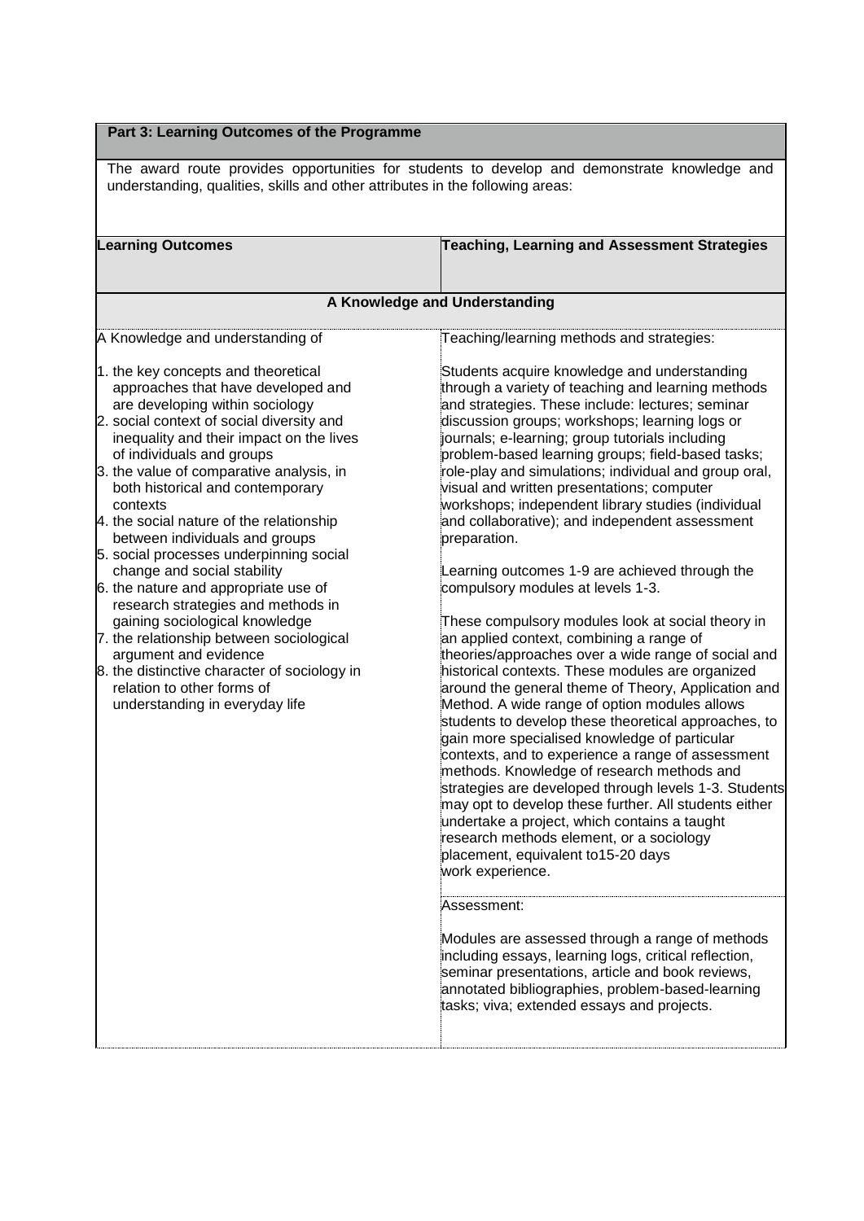| Part 3: Learning Outcomes of the Programme | |
|---|---|
| The award route provides opportunities for students to develop and demonstrate knowledge and understanding, qualities, skills and other attributes in the following areas: | |
| **Learning Outcomes** | **Teaching, Learning and Assessment Strategies** |
| **A Knowledge and Understanding** | |
| A Knowledge and understanding of<br><br>1. the key concepts and theoretical approaches that have developed and are developing within sociology<br>2. social context of social diversity and inequality and their impact on the lives of individuals and groups<br>3. the value of comparative analysis, in both historical and contemporary contexts<br>4. the social nature of the relationship between individuals and groups<br>5. social processes underpinning social change and social stability<br>6. the nature and appropriate use of research strategies and methods in gaining sociological knowledge<br>7. the relationship between sociological argument and evidence<br>8. the distinctive character of sociology in relation to other forms of understanding in everyday life | Teaching/learning methods and strategies:<br><br>Students acquire knowledge and understanding through a variety of teaching and learning methods and strategies. These include: lectures; seminar discussion groups; workshops; learning logs or journals; e-learning; group tutorials including problem-based learning groups; field-based tasks; role-play and simulations; individual and group oral, visual and written presentations; computer workshops; independent library studies (individual and collaborative); and independent assessment preparation.<br><br>Learning outcomes 1-9 are achieved through the compulsory modules at levels 1-3.<br><br>These compulsory modules look at social theory in an applied context, combining a range of theories/approaches over a wide range of social and historical contexts. These modules are organized around the general theme of Theory, Application and Method. A wide range of option modules allows students to develop these theoretical approaches, to gain more specialised knowledge of particular contexts, and to experience a range of assessment methods. Knowledge of research methods and strategies are developed through levels 1-3. Students may opt to develop these further. All students either undertake a project, which contains a taught research methods element, or a sociology placement, equivalent to15-20 days work experience. |
| | Assessment:<br><br>Modules are assessed through a range of methods including essays, learning logs, critical reflection, seminar presentations, article and book reviews, annotated bibliographies, problem-based-learning tasks; viva; extended essays and projects. |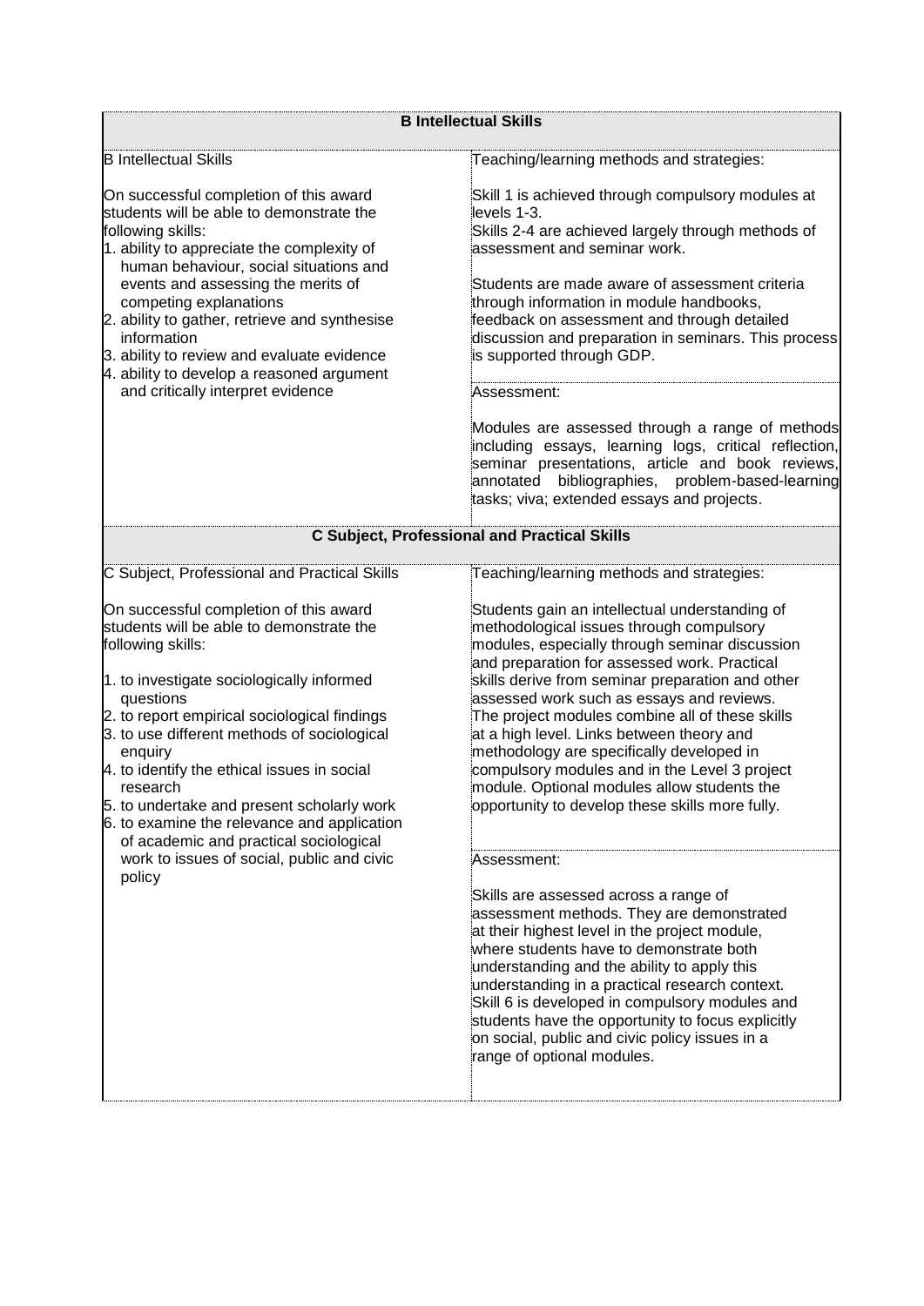| B Intellectual Skills | |
|---|---|
| B Intellectual Skills<br><br>On successful completion of this award students will be able to demonstrate the following skills:<br>1. ability to appreciate the complexity of human behaviour, social situations and events and assessing the merits of competing explanations<br>2. ability to gather, retrieve and synthesise information<br>3. ability to review and evaluate evidence<br>4. ability to develop a reasoned argument and critically interpret evidence | Teaching/learning methods and strategies:<br><br>Skill 1 is achieved through compulsory modules at levels 1-3.<br>Skills 2-4 are achieved largely through methods of assessment and seminar work.<br><br>Students are made aware of assessment criteria through information in module handbooks, feedback on assessment and through detailed discussion and preparation in seminars. This process is supported through GDP.<br><br>Assessment:<br><br>Modules are assessed through a range of methods including essays, learning logs, critical reflection, seminar presentations, article and book reviews, annotated bibliographies, problem-based-learning tasks; viva; extended essays and projects. |

| C Subject, Professional and Practical Skills | |
|---|---|
| C Subject, Professional and Practical Skills<br><br>On successful completion of this award students will be able to demonstrate the following skills:<br><br>1. to investigate sociologically informed questions<br>2. to report empirical sociological findings<br>3. to use different methods of sociological enquiry<br>4. to identify the ethical issues in social research<br>5. to undertake and present scholarly work<br>6. to examine the relevance and application of academic and practical sociological work to issues of social, public and civic policy | Teaching/learning methods and strategies:<br><br>Students gain an intellectual understanding of methodological issues through compulsory modules, especially through seminar discussion and preparation for assessed work. Practical skills derive from seminar preparation and other assessed work such as essays and reviews. The project modules combine all of these skills at a high level. Links between theory and methodology are specifically developed in compulsory modules and in the Level 3 project module. Optional modules allow students the opportunity to develop these skills more fully.<br><br>Assessment:<br><br>Skills are assessed across a range of assessment methods. They are demonstrated at their highest level in the project module, where students have to demonstrate both understanding and the ability to apply this understanding in a practical research context. Skill 6 is developed in compulsory modules and students have the opportunity to focus explicitly on social, public and civic policy issues in a range of optional modules. |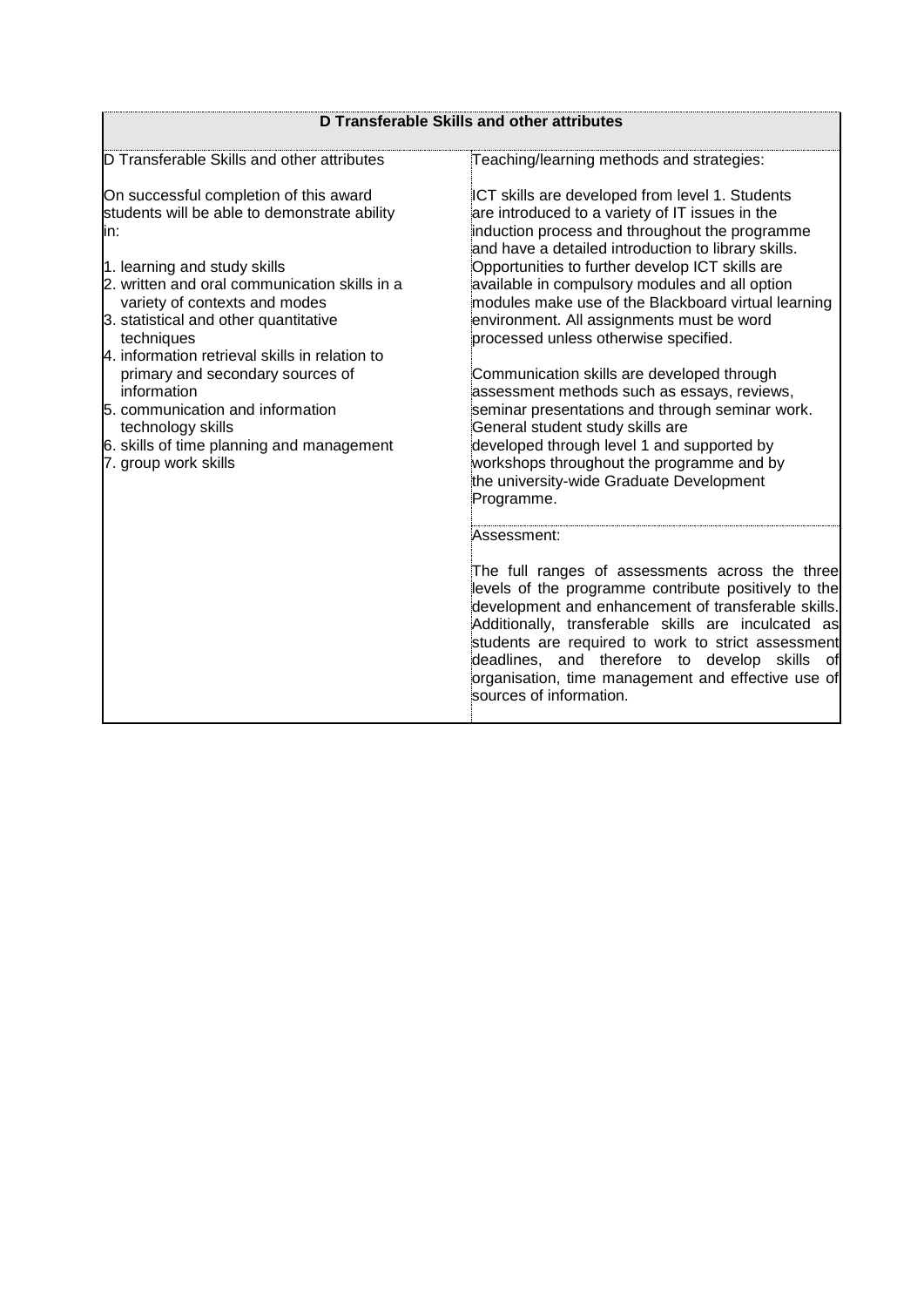| D Transferable Skills and other attributes | |
|---|---|
| D Transferable Skills and other attributes<br><br>On successful completion of this award students will be able to demonstrate ability in:<br><br>1. learning and study skills<br>2. written and oral communication skills in a variety of contexts and modes<br>3. statistical and other quantitative techniques<br>4. information retrieval skills in relation to primary and secondary sources of information<br>5. communication and information technology skills<br>6. skills of time planning and management<br>7. group work skills | Teaching/learning methods and strategies:<br><br>ICT skills are developed from level 1. Students are introduced to a variety of IT issues in the induction process and throughout the programme and have a detailed introduction to library skills. Opportunities to further develop ICT skills are available in compulsory modules and all option modules make use of the Blackboard virtual learning environment. All assignments must be word processed unless otherwise specified.<br><br>Communication skills are developed through assessment methods such as essays, reviews, seminar presentations and through seminar work. General student study skills are developed through level 1 and supported by workshops throughout the programme and by the university-wide Graduate Development Programme. |
| | Assessment:<br><br>The full ranges of assessments across the three levels of the programme contribute positively to the development and enhancement of transferable skills. Additionally, transferable skills are inculcated as students are required to work to strict assessment deadlines, and therefore to develop skills of organisation, time management and effective use of sources of information. |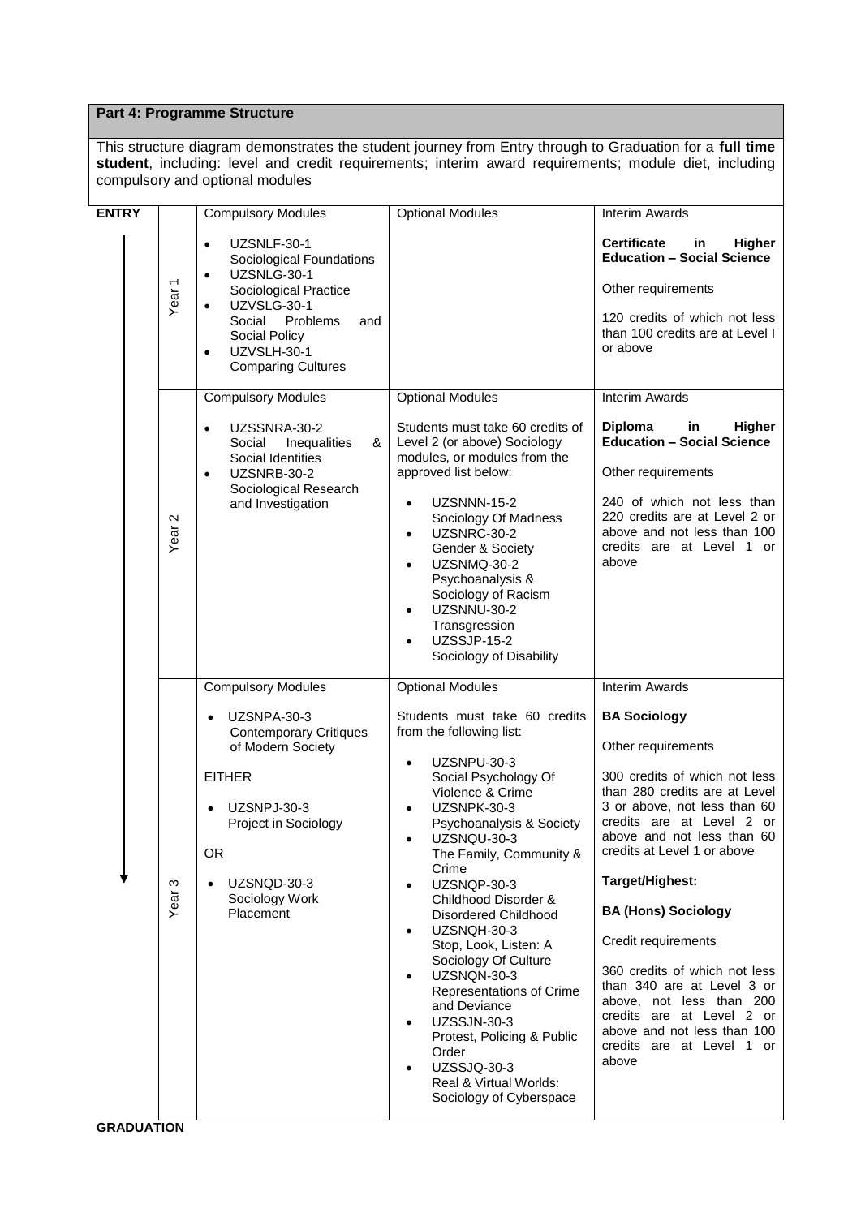## Part 4: Programme Structure

This structure diagram demonstrates the student journey from Entry through to Graduation for a **full time student**, including: level and credit requirements; interim award requirements; module diet, including compulsory and optional modules

**ENTRY**

| | Compulsory Modules | Optional Modules | Interim Awards |
|---|---|---|---|
| Year 1 | • UZSNLF-30-1 Sociological Foundations<br>• UZSNLG-30-1 Sociological Practice<br>• UZVSLG-30-1 Social Problems and Social Policy<br>• UZVSLH-30-1 Comparing Cultures | | **Certificate in Higher Education – Social Science**<br><br>Other requirements<br><br>120 credits of which not less than 100 credits are at Level I or above |
| Year 2 | • UZSSNRA-30-2 Social Inequalities & Social Identities<br>• UZSNRB-30-2 Sociological Research and Investigation | Students must take 60 credits of Level 2 (or above) Sociology modules, or modules from the approved list below:<br><br>• UZSNNN-15-2 Sociology Of Madness<br>• UZSNRC-30-2 Gender & Society<br>• UZSNMQ-30-2 Psychoanalysis & Sociology of Racism<br>• UZSNNU-30-2 Transgression<br>• UZSSJP-15-2 Sociology of Disability | **Diploma in Higher Education – Social Science**<br><br>Other requirements<br><br>240 of which not less than 220 credits are at Level 2 or above and not less than 100 credits are at Level 1 or above |
| Year 3 | • UZSNPA-30-3 Contemporary Critiques of Modern Society<br><br>EITHER<br><br>• UZSNPJ-30-3 Project in Sociology<br><br>OR<br><br>• UZSNQD-30-3 Sociology Work Placement | Students must take 60 credits from the following list:<br><br>• UZSNPU-30-3 Social Psychology Of Violence & Crime<br>• UZSNPK-30-3 Psychoanalysis & Society<br>• UZSNQU-30-3 The Family, Community & Crime<br>• UZSNQP-30-3 Childhood Disorder & Disordered Childhood<br>• UZSNQH-30-3 Stop, Look, Listen: A Sociology Of Culture<br>• UZSNQN-30-3 Representations of Crime and Deviance<br>• UZSSJN-30-3 Protest, Policing & Public Order<br>• UZSSJQ-30-3 Real & Virtual Worlds: Sociology of Cyberspace | **BA Sociology**<br><br>Other requirements<br><br>300 credits of which not less than 280 credits are at Level 3 or above, not less than 60 credits are at Level 2 or above and not less than 60 credits at Level 1 or above<br><br>**Target/Highest:**<br><br>**BA (Hons) Sociology**<br><br>Credit requirements<br><br>360 credits of which not less than 340 are at Level 3 or above, not less than 200 credits are at Level 2 or above and not less than 100 credits are at Level 1 or above |

**GRADUATION**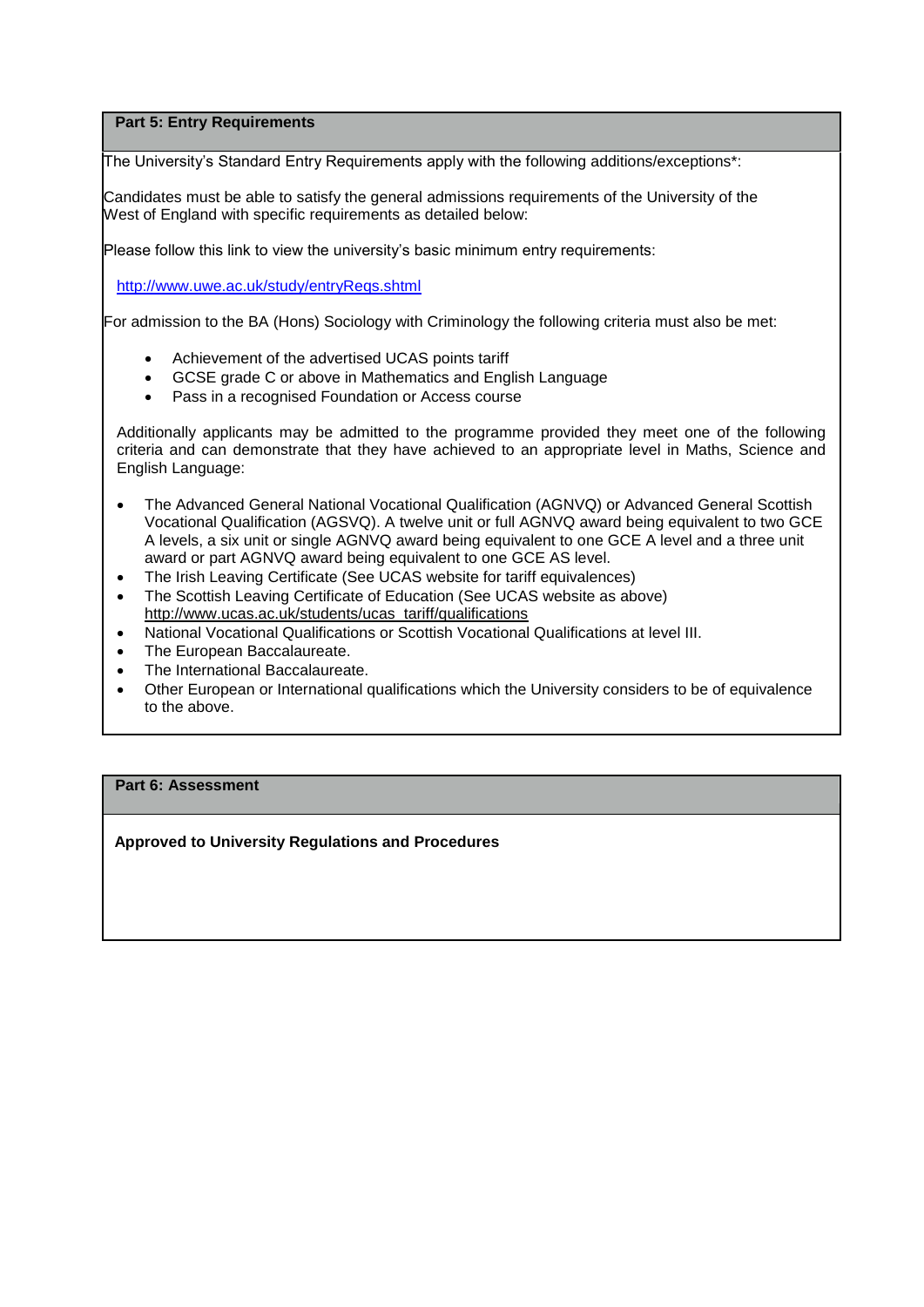## Part 5: Entry Requirements

The University's Standard Entry Requirements apply with the following additions/exceptions*:

Candidates must be able to satisfy the general admissions requirements of the University of the West of England with specific requirements as detailed below:

Please follow this link to view the university's basic minimum entry requirements:

http://www.uwe.ac.uk/study/entryReqs.shtml

For admission to the BA (Hons) Sociology with Criminology the following criteria must also be met:

- Achievement of the advertised UCAS points tariff
- GCSE grade C or above in Mathematics and English Language
- Pass in a recognised Foundation or Access course

Additionally applicants may be admitted to the programme provided they meet one of the following criteria and can demonstrate that they have achieved to an appropriate level in Maths, Science and English Language:

- The Advanced General National Vocational Qualification (AGNVQ) or Advanced General Scottish Vocational Qualification (AGSVQ). A twelve unit or full AGNVQ award being equivalent to two GCE A levels, a six unit or single AGNVQ award being equivalent to one GCE A level and a three unit award or part AGNVQ award being equivalent to one GCE AS level.
- The Irish Leaving Certificate (See UCAS website for tariff equivalences)
- The Scottish Leaving Certificate of Education (See UCAS website as above) http://www.ucas.ac.uk/students/ucas_tariff/qualifications
- National Vocational Qualifications or Scottish Vocational Qualifications at level III.
- The European Baccalaureate.
- The International Baccalaureate.
- Other European or International qualifications which the University considers to be of equivalence to the above.

## Part 6: Assessment

**Approved to University Regulations and Procedures**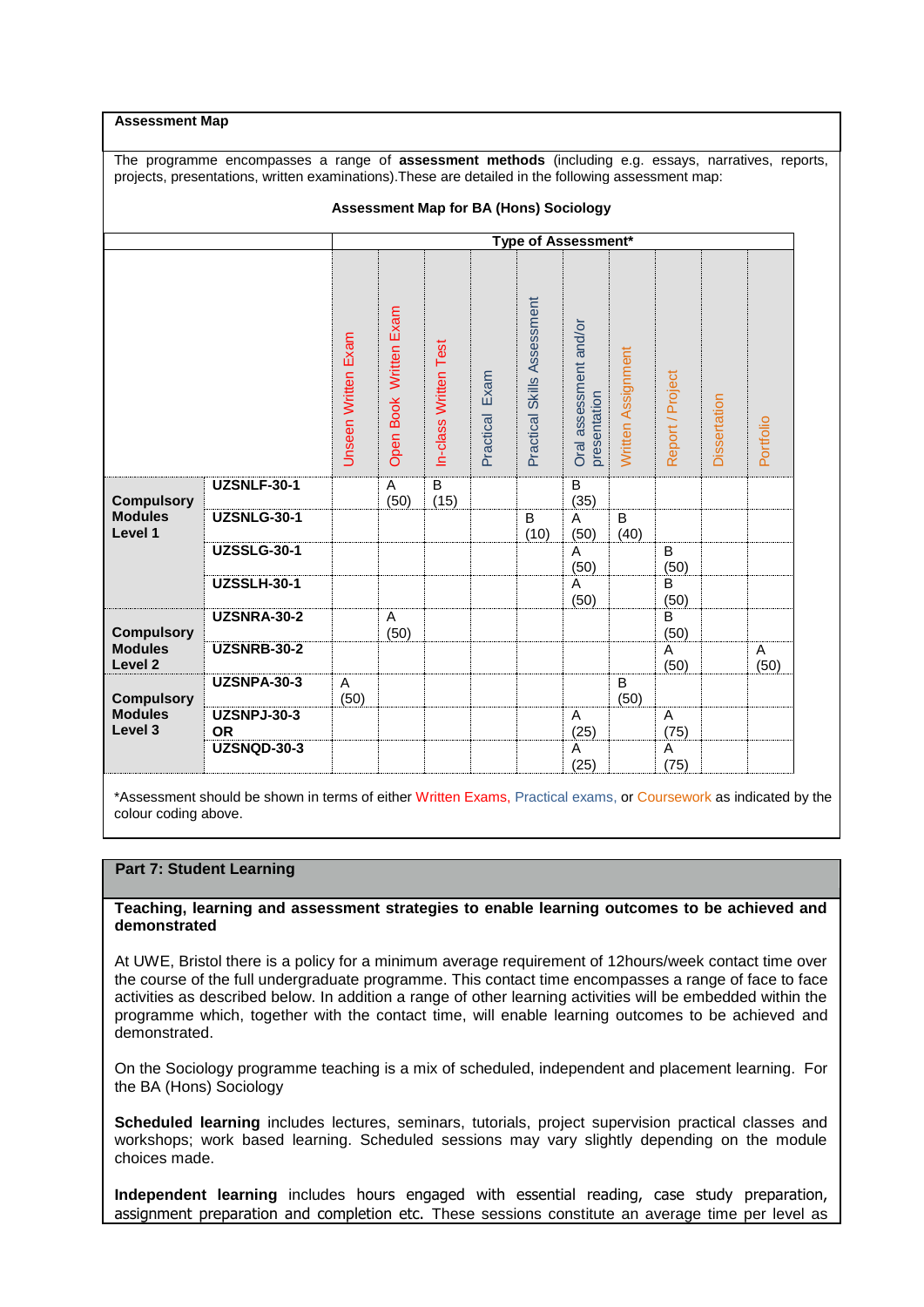**Assessment Map**

The programme encompasses a range of **assessment methods** (including e.g. essays, narratives, reports, projects, presentations, written examinations).These are detailed in the following assessment map:

**Assessment Map for BA (Hons) Sociology**

| | | Type of Assessment* | | | | | | | | | |
|---|---|---|---|---|---|---|---|---|---|---|---|
| | | Unseen Written Exam | Open Book Written Exam | In-class Written Test | Practical Exam | Practical Skills Assessment | Oral assessment and/or presentation | Written Assignment | Report / Project | Dissertation | Portfolio |
| **Compulsory Modules Level 1** | **UZSNLF-30-1** | | A (50) | B (15) | | | B (35) | | | | |
| | **UZSNLG-30-1** | | | | | B (10) | A (50) | B (40) | | | |
| | **UZSSLG-30-1** | | | | | | A (50) | | B (50) | | |
| | **UZSSLH-30-1** | | | | | | A (50) | | B (50) | | |
| **Compulsory Modules Level 2** | **UZSNRA-30-2** | | A (50) | | | | | | B (50) | | |
| | **UZSNRB-30-2** | | | | | | | | A (50) | | A (50) |
| **Compulsory Modules Level 3** | **UZSNPA-30-3** | A (50) | | | | | | B (50) | | | |
| | **UZSNPJ-30-3 OR** | | | | | | A (25) | | A (75) | | |
| | **UZSNQD-30-3** | | | | | | A (25) | | A (75) | | |

*Assessment should be shown in terms of either Written Exams, Practical exams, or Coursework as indicated by the colour coding above.

## Part 7: Student Learning

**Teaching, learning and assessment strategies to enable learning outcomes to be achieved and demonstrated**

At UWE, Bristol there is a policy for a minimum average requirement of 12hours/week contact time over the course of the full undergraduate programme. This contact time encompasses a range of face to face activities as described below. In addition a range of other learning activities will be embedded within the programme which, together with the contact time, will enable learning outcomes to be achieved and demonstrated.

On the Sociology programme teaching is a mix of scheduled, independent and placement learning. For the BA (Hons) Sociology

**Scheduled learning** includes lectures, seminars, tutorials, project supervision practical classes and workshops; work based learning. Scheduled sessions may vary slightly depending on the module choices made.

**Independent learning** includes hours engaged with essential reading, case study preparation, assignment preparation and completion etc. These sessions constitute an average time per level as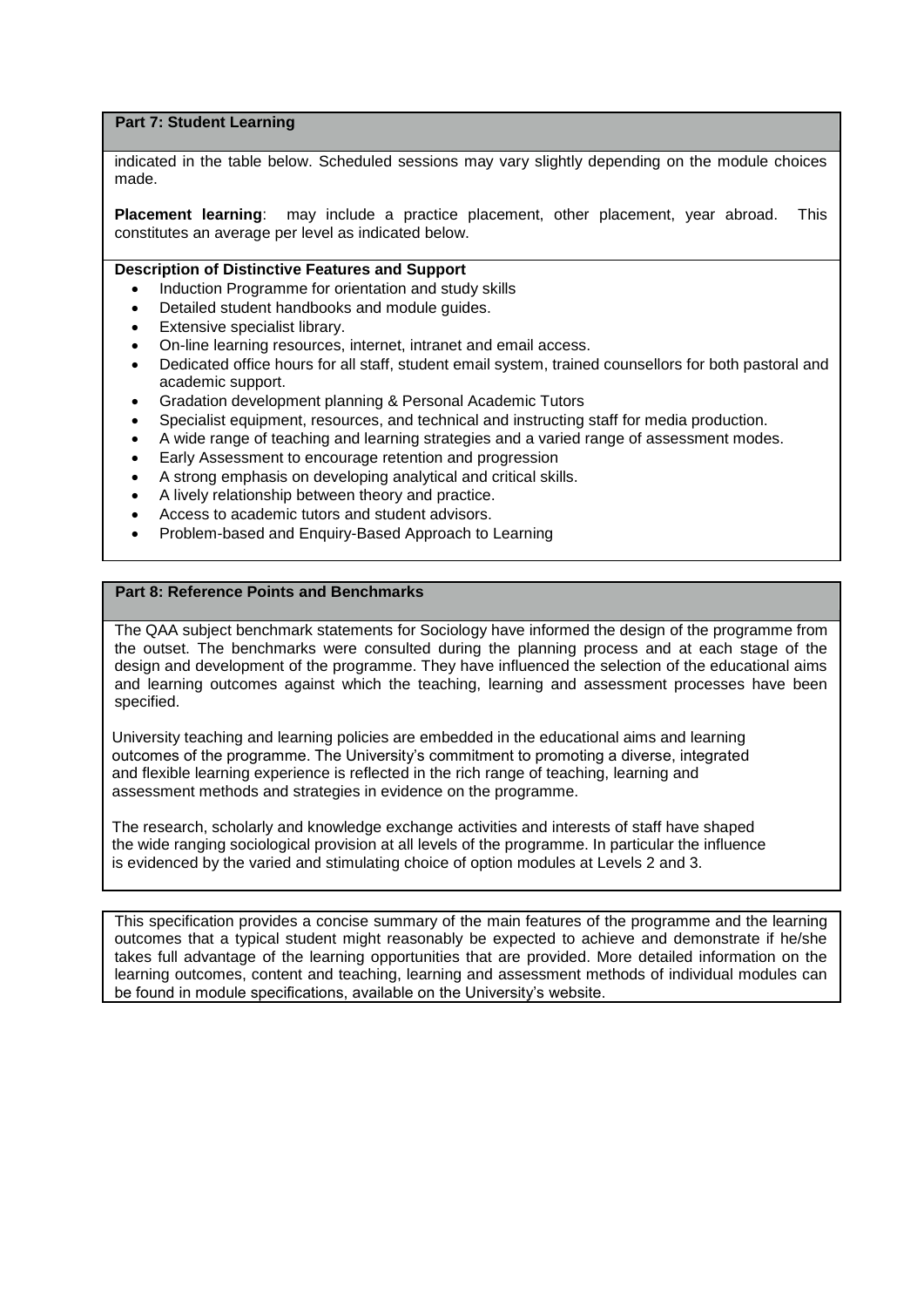## Part 7: Student Learning

indicated in the table below. Scheduled sessions may vary slightly depending on the module choices made.

**Placement learning**: may include a practice placement, other placement, year abroad. This constitutes an average per level as indicated below.

**Description of Distinctive Features and Support**

- Induction Programme for orientation and study skills
- Detailed student handbooks and module guides.
- Extensive specialist library.
- On-line learning resources, internet, intranet and email access.
- Dedicated office hours for all staff, student email system, trained counsellors for both pastoral and academic support.
- Gradation development planning & Personal Academic Tutors
- Specialist equipment, resources, and technical and instructing staff for media production.
- A wide range of teaching and learning strategies and a varied range of assessment modes.
- Early Assessment to encourage retention and progression
- A strong emphasis on developing analytical and critical skills.
- A lively relationship between theory and practice.
- Access to academic tutors and student advisors.
- Problem-based and Enquiry-Based Approach to Learning

## Part 8: Reference Points and Benchmarks

The QAA subject benchmark statements for Sociology have informed the design of the programme from the outset. The benchmarks were consulted during the planning process and at each stage of the design and development of the programme. They have influenced the selection of the educational aims and learning outcomes against which the teaching, learning and assessment processes have been specified.

University teaching and learning policies are embedded in the educational aims and learning outcomes of the programme. The University's commitment to promoting a diverse, integrated and flexible learning experience is reflected in the rich range of teaching, learning and assessment methods and strategies in evidence on the programme.

The research, scholarly and knowledge exchange activities and interests of staff have shaped the wide ranging sociological provision at all levels of the programme. In particular the influence is evidenced by the varied and stimulating choice of option modules at Levels 2 and 3.

This specification provides a concise summary of the main features of the programme and the learning outcomes that a typical student might reasonably be expected to achieve and demonstrate if he/she takes full advantage of the learning opportunities that are provided. More detailed information on the learning outcomes, content and teaching, learning and assessment methods of individual modules can be found in module specifications, available on the University's website.